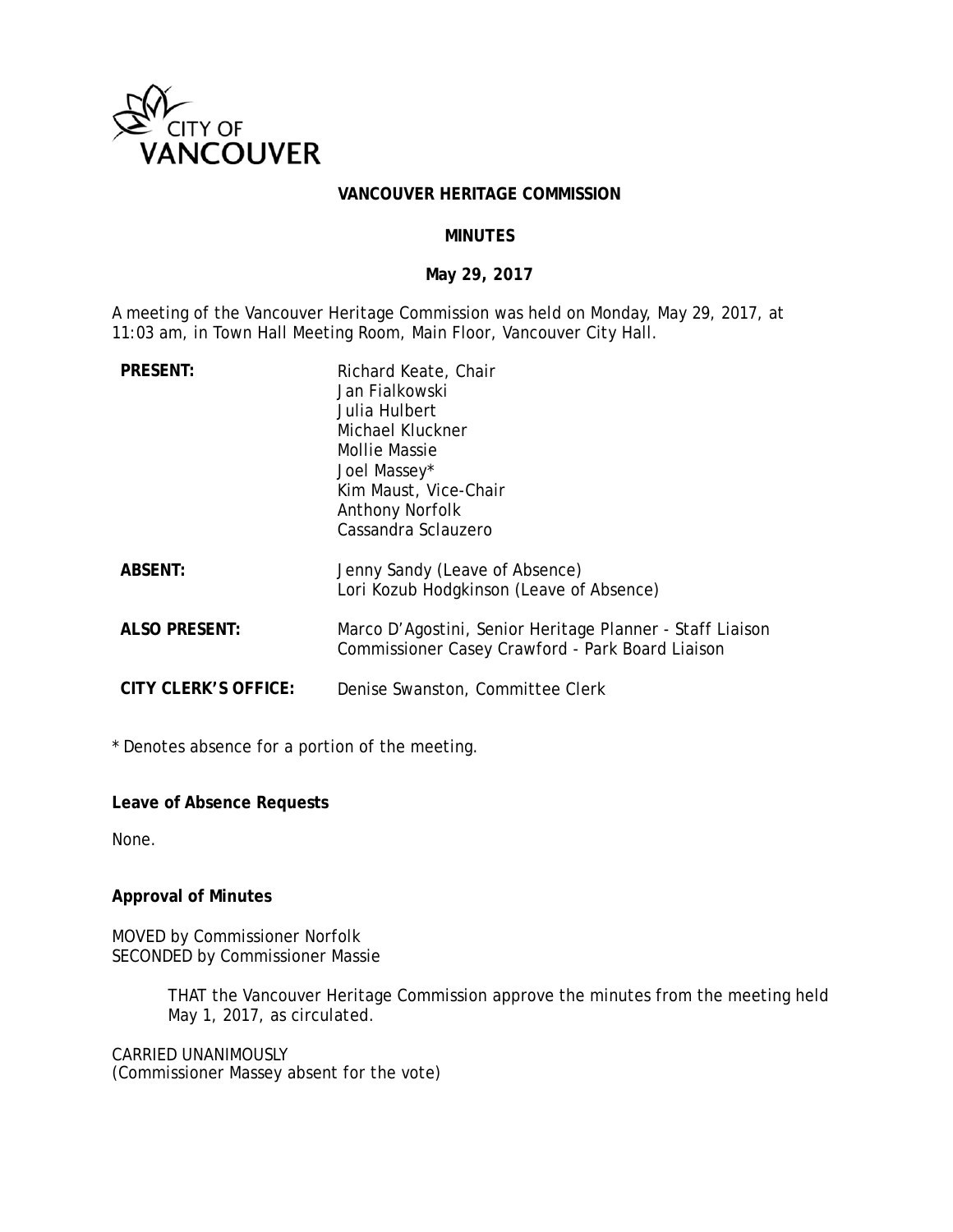**VANCOUVER HERITAGE COMMISSION**

**MINUTES**

**May 29, 2017**

A meeting of the Vancouver Heritage Commission was held on Monday, May 29, 2017, at 11:03 am, in Town Hall Meeting Room, Main Floor, Vancouver City Hall.

| | |
|---|---|
| **PRESENT:** | Richard Keate, Chair<br>Jan Fialkowski<br>Julia Hulbert<br>Michael Kluckner<br>Mollie Massie<br>Joel Massey*<br>Kim Maust, Vice-Chair<br>Anthony Norfolk<br>Cassandra Sclauzero |
| **ABSENT:** | Jenny Sandy (Leave of Absence)<br>Lori Kozub Hodgkinson (Leave of Absence) |
| **ALSO PRESENT:** | Marco D'Agostini, Senior Heritage Planner - Staff Liaison<br>Commissioner Casey Crawford - Park Board Liaison |
| **CITY CLERK'S OFFICE:** | Denise Swanston, Committee Clerk |

\* Denotes absence for a portion of the meeting.

**Leave of Absence Requests**

None.

**Approval of Minutes**

MOVED by Commissioner Norfolk
SECONDED by Commissioner Massie

> THAT the Vancouver Heritage Commission approve the minutes from the meeting held May 1, 2017, as circulated.

CARRIED UNANIMOUSLY
(Commissioner Massey absent for the vote)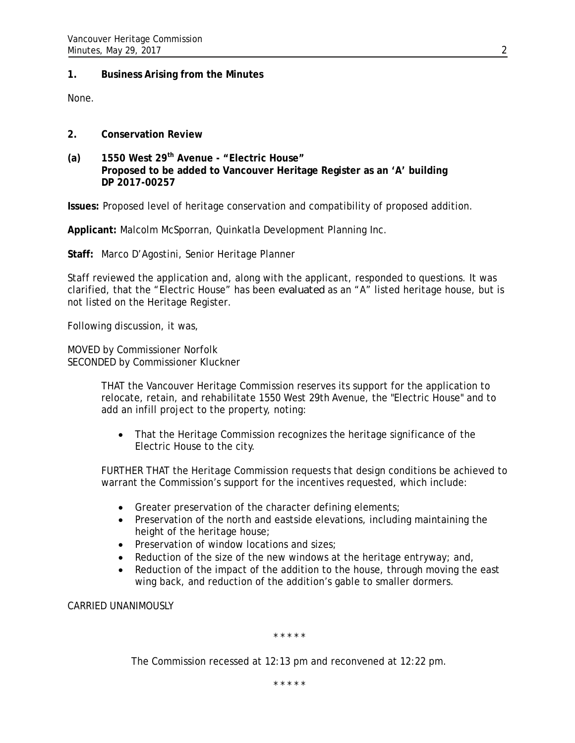**1. Business Arising from the Minutes**

None.

**2. Conservation Review**

**(a) 1550 West 29th Avenue - "Electric House"**
**Proposed to be added to Vancouver Heritage Register as an 'A' building**
**DP 2017-00257**

**Issues:** Proposed level of heritage conservation and compatibility of proposed addition.

**Applicant:** Malcolm McSporran, Quinkatla Development Planning Inc.

**Staff:** Marco D'Agostini, Senior Heritage Planner

Staff reviewed the application and, along with the applicant, responded to questions. It was clarified, that the "Electric House" has been evaluated as an "A" listed heritage house, but is not listed on the Heritage Register.

Following discussion, it was,

MOVED by Commissioner Norfolk
SECONDED by Commissioner Kluckner

> THAT the Vancouver Heritage Commission reserves its support for the application to relocate, retain, and rehabilitate 1550 West 29th Avenue, the "Electric House" and to add an infill project to the property, noting:
>
> - That the Heritage Commission recognizes the heritage significance of the Electric House to the city.
>
> FURTHER THAT the Heritage Commission requests that design conditions be achieved to warrant the Commission's support for the incentives requested, which include:
>
> - Greater preservation of the character defining elements;
> - Preservation of the north and eastside elevations, including maintaining the height of the heritage house;
> - Preservation of window locations and sizes;
> - Reduction of the size of the new windows at the heritage entryway; and,
> - Reduction of the impact of the addition to the house, through moving the east wing back, and reduction of the addition's gable to smaller dormers.

CARRIED UNANIMOUSLY

\* \* \* \* \*

The Commission recessed at 12:13 pm and reconvened at 12:22 pm.

\* \* \* \* \*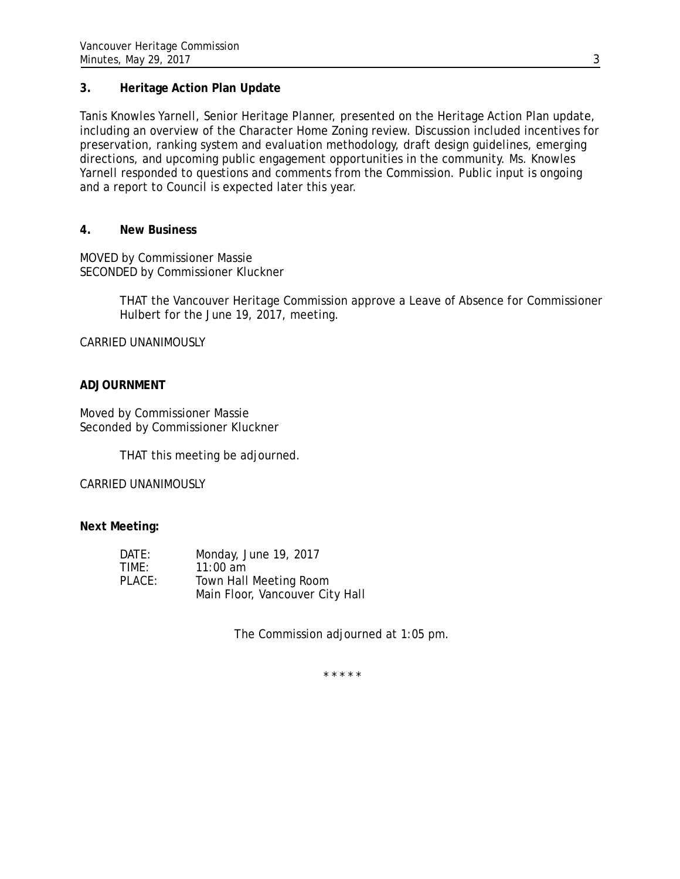### 3. Heritage Action Plan Update

Tanis Knowles Yarnell, Senior Heritage Planner, presented on the Heritage Action Plan update, including an overview of the Character Home Zoning review. Discussion included incentives for preservation, ranking system and evaluation methodology, draft design guidelines, emerging directions, and upcoming public engagement opportunities in the community. Ms. Knowles Yarnell responded to questions and comments from the Commission. Public input is ongoing and a report to Council is expected later this year.

### 4. New Business

MOVED by Commissioner Massie
SECONDED by Commissioner Kluckner

> THAT the Vancouver Heritage Commission approve a Leave of Absence for Commissioner Hulbert for the June 19, 2017, meeting.

CARRIED UNANIMOUSLY

### ADJOURNMENT

Moved by Commissioner Massie
Seconded by Commissioner Kluckner

> THAT this meeting be adjourned.

CARRIED UNANIMOUSLY

**Next Meeting:**

| | |
|---|---|
| DATE: | Monday, June 19, 2017 |
| TIME: | 11:00 am |
| PLACE: | Town Hall Meeting Room<br>Main Floor, Vancouver City Hall |

The Commission adjourned at 1:05 pm.

\* \* \* \* \*